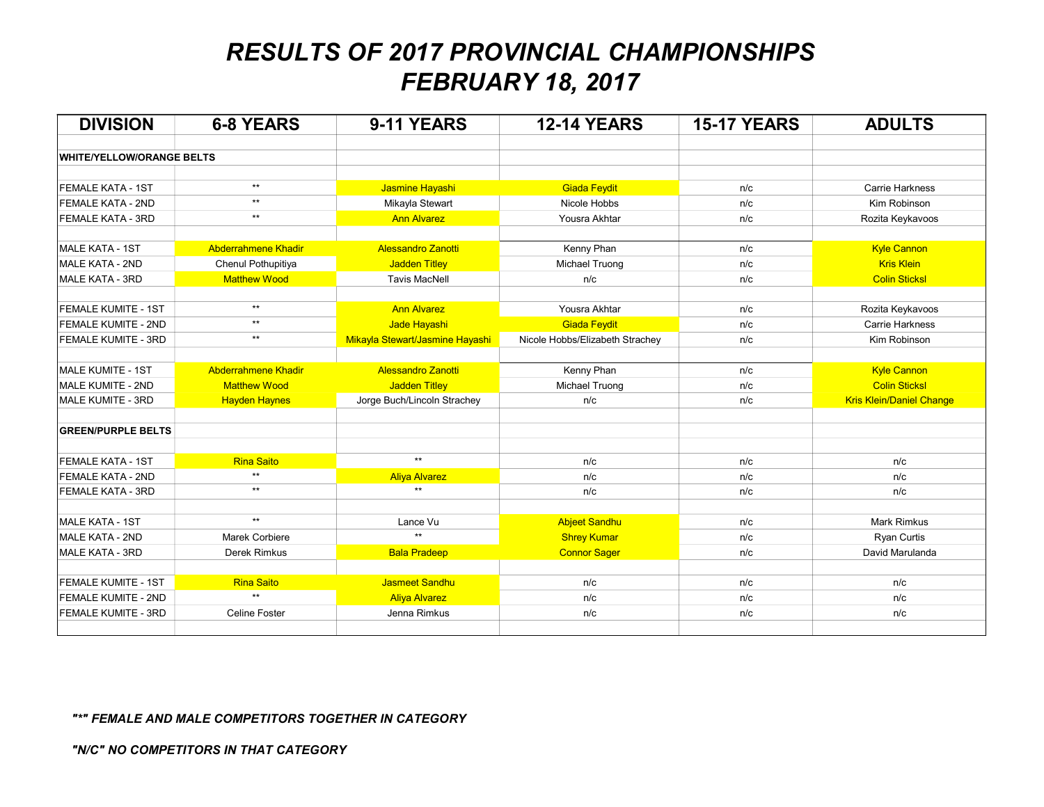# *RESULTS OF 2017 PROVINCIAL CHAMPIONSHIPS*
# *FEBRUARY 18, 2017*

| DIVISION | 6-8 YEARS | 9-11 YEARS | 12-14 YEARS | 15-17 YEARS | ADULTS |
|---|---|---|---|---|---|
| **WHITE/YELLOW/ORANGE BELTS** | | | | | |
| FEMALE KATA - 1ST | ** | Jasmine Hayashi | Giada Feydit | n/c | Carrie Harkness |
| FEMALE KATA - 2ND | ** | Mikayla Stewart | Nicole Hobbs | n/c | Kim Robinson |
| FEMALE KATA - 3RD | ** | Ann Alvarez | Yousra Akhtar | n/c | Rozita Keykavoos |
| | | | | | |
| MALE KATA - 1ST | Abderrahmene Khadir | Alessandro Zanotti | Kenny Phan | n/c | Kyle Cannon |
| MALE KATA - 2ND | Chenul Pothupitiya | Jadden Titley | Michael Truong | n/c | Kris Klein |
| MALE KATA - 3RD | Matthew Wood | Tavis MacNell | n/c | n/c | Colin Sticksl |
| | | | | | |
| FEMALE KUMITE - 1ST | ** | Ann Alvarez | Yousra Akhtar | n/c | Rozita Keykavoos |
| FEMALE KUMITE - 2ND | ** | Jade Hayashi | Giada Feydit | n/c | Carrie Harkness |
| FEMALE KUMITE - 3RD | ** | Mikayla Stewart/Jasmine Hayashi | Nicole Hobbs/Elizabeth Strachey | n/c | Kim Robinson |
| | | | | | |
| MALE KUMITE - 1ST | Abderrahmene Khadir | Alessandro Zanotti | Kenny Phan | n/c | Kyle Cannon |
| MALE KUMITE - 2ND | Matthew Wood | Jadden Titley | Michael Truong | n/c | Colin Sticksl |
| MALE KUMITE - 3RD | Hayden Haynes | Jorge Buch/Lincoln Strachey | n/c | n/c | Kris Klein/Daniel Change |
| | | | | | |
| **GREEN/PURPLE BELTS** | | | | | |
| FEMALE KATA - 1ST | Rina Saito | ** | n/c | n/c | n/c |
| FEMALE KATA - 2ND | ** | Aliya Alvarez | n/c | n/c | n/c |
| FEMALE KATA - 3RD | ** | ** | n/c | n/c | n/c |
| | | | | | |
| MALE KATA - 1ST | ** | Lance Vu | Abjeet Sandhu | n/c | Mark Rimkus |
| MALE KATA - 2ND | Marek Corbiere | ** | Shrey Kumar | n/c | Ryan Curtis |
| MALE KATA - 3RD | Derek Rimkus | Bala Pradeep | Connor Sager | n/c | David Marulanda |
| | | | | | |
| FEMALE KUMITE - 1ST | Rina Saito | Jasmeet Sandhu | n/c | n/c | n/c |
| FEMALE KUMITE - 2ND | ** | Aliya Alvarez | n/c | n/c | n/c |
| FEMALE KUMITE - 3RD | Celine Foster | Jenna Rimkus | n/c | n/c | n/c |

***"*" FEMALE AND MALE COMPETITORS TOGETHER IN CATEGORY***

***"N/C" NO COMPETITORS IN THAT CATEGORY***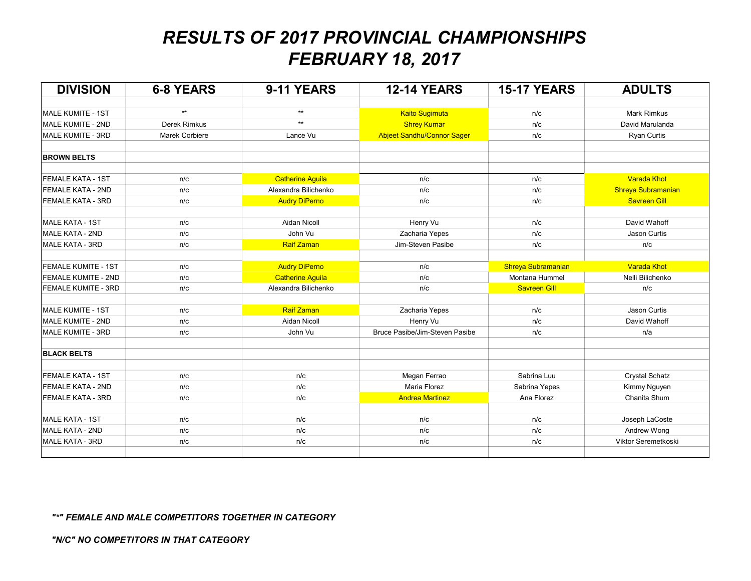# RESULTS OF 2017 PROVINCIAL CHAMPIONSHIPS
# FEBRUARY 18, 2017

| DIVISION | 6-8 YEARS | 9-11 YEARS | 12-14 YEARS | 15-17 YEARS | ADULTS |
|---|---|---|---|---|---|
| | | | | | |
| MALE KUMITE - 1ST | ** | ** | Kaito Sugimuta | n/c | Mark Rimkus |
| MALE KUMITE - 2ND | Derek Rimkus | ** | Shrey Kumar | n/c | David Marulanda |
| MALE KUMITE - 3RD | Marek Corbiere | Lance Vu | Abjeet Sandhu/Connor Sager | n/c | Ryan Curtis |
| | | | | | |
| **BROWN BELTS** | | | | | |
| | | | | | |
| FEMALE KATA - 1ST | n/c | Catherine Aguila | n/c | n/c | Varada Khot |
| FEMALE KATA - 2ND | n/c | Alexandra Bilichenko | n/c | n/c | Shreya Subramanian |
| FEMALE KATA - 3RD | n/c | Audry DiPerno | n/c | n/c | Savreen Gill |
| | | | | | |
| MALE KATA - 1ST | n/c | Aidan Nicoll | Henry Vu | n/c | David Wahoff |
| MALE KATA - 2ND | n/c | John Vu | Zacharia Yepes | n/c | Jason Curtis |
| MALE KATA - 3RD | n/c | Raif Zaman | Jim-Steven Pasibe | n/c | n/c |
| | | | | | |
| FEMALE KUMITE - 1ST | n/c | Audry DiPerno | n/c | Shreya Subramanian | Varada Khot |
| FEMALE KUMITE - 2ND | n/c | Catherine Aguila | n/c | Montana Hummel | Nelli Bilichenko |
| FEMALE KUMITE - 3RD | n/c | Alexandra Bilichenko | n/c | Savreen Gill | n/c |
| | | | | | |
| MALE KUMITE - 1ST | n/c | Raif Zaman | Zacharia Yepes | n/c | Jason Curtis |
| MALE KUMITE - 2ND | n/c | Aidan Nicoll | Henry Vu | n/c | David Wahoff |
| MALE KUMITE - 3RD | n/c | John Vu | Bruce Pasibe/Jim-Steven Pasibe | n/c | n/a |
| | | | | | |
| **BLACK BELTS** | | | | | |
| | | | | | |
| FEMALE KATA - 1ST | n/c | n/c | Megan Ferrao | Sabrina Luu | Crystal Schatz |
| FEMALE KATA - 2ND | n/c | n/c | Maria Florez | Sabrina Yepes | Kimmy Nguyen |
| FEMALE KATA - 3RD | n/c | n/c | Andrea Martinez | Ana Florez | Chanita Shum |
| | | | | | |
| MALE KATA - 1ST | n/c | n/c | n/c | n/c | Joseph LaCoste |
| MALE KATA - 2ND | n/c | n/c | n/c | n/c | Andrew Wong |
| MALE KATA - 3RD | n/c | n/c | n/c | n/c | Viktor Seremetkoski |

***"\*" FEMALE AND MALE COMPETITORS TOGETHER IN CATEGORY***

***"N/C" NO COMPETITORS IN THAT CATEGORY***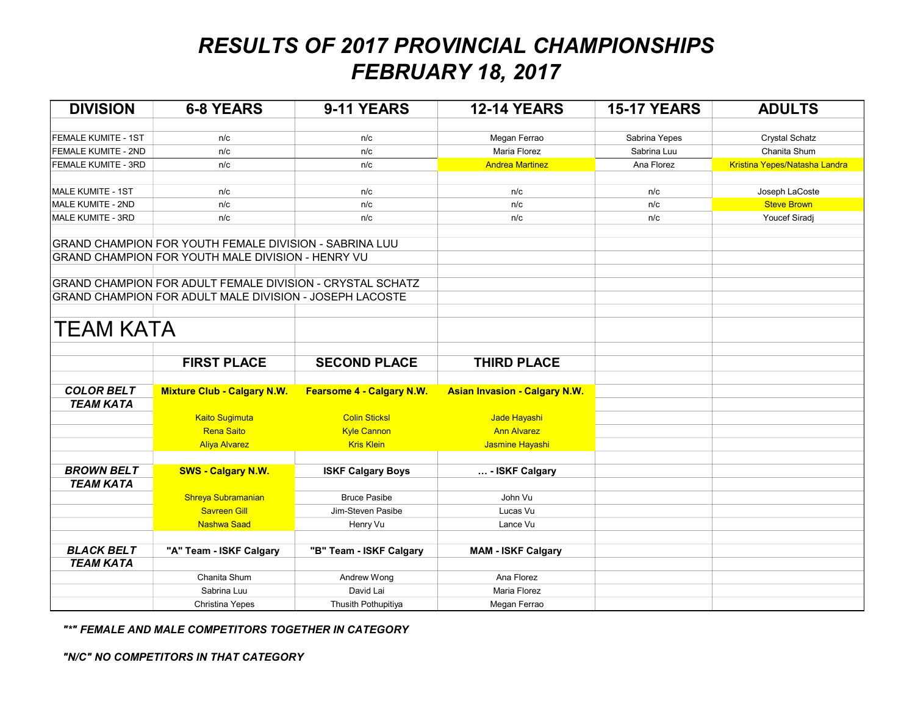# RESULTS OF 2017 PROVINCIAL CHAMPIONSHIPS
# FEBRUARY 18, 2017

| DIVISION | 6-8 YEARS | 9-11 YEARS | 12-14 YEARS | 15-17 YEARS | ADULTS |
|---|---|---|---|---|---|
| FEMALE KUMITE - 1ST | n/c | n/c | Megan Ferrao | Sabrina Yepes | Crystal Schatz |
| FEMALE KUMITE - 2ND | n/c | n/c | Maria Florez | Sabrina Luu | Chanita Shum |
| FEMALE KUMITE - 3RD | n/c | n/c | Andrea Martinez | Ana Florez | Kristina Yepes/Natasha Landra |
| | | | | | |
| MALE KUMITE - 1ST | n/c | n/c | n/c | n/c | Joseph LaCoste |
| MALE KUMITE - 2ND | n/c | n/c | n/c | n/c | Steve Brown |
| MALE KUMITE - 3RD | n/c | n/c | n/c | n/c | Youcef Siradj |

GRAND CHAMPION FOR YOUTH FEMALE DIVISION - SABRINA LUU

GRAND CHAMPION FOR YOUTH MALE DIVISION - HENRY VU

GRAND CHAMPION FOR ADULT FEMALE DIVISION - CRYSTAL SCHATZ

GRAND CHAMPION FOR ADULT MALE DIVISION - JOSEPH LACOSTE

# TEAM KATA

| | FIRST PLACE | SECOND PLACE | THIRD PLACE |
|---|---|---|---|
| ***COLOR BELT TEAM KATA*** | **Mixture Club - Calgary N.W.** | **Fearsome 4 - Calgary N.W.** | **Asian Invasion - Calgary N.W.** |
| | Kaito Sugimuta | Colin Sticksl | Jade Hayashi |
| | Rena Saito | Kyle Cannon | Ann Alvarez |
| | Aliya Alvarez | Kris Klein | Jasmine Hayashi |
| | | | |
| ***BROWN BELT TEAM KATA*** | **SWS - Calgary N.W.** | **ISKF Calgary Boys** | **… - ISKF Calgary** |
| | Shreya Subramanian | Bruce Pasibe | John Vu |
| | Savreen Gill | Jim-Steven Pasibe | Lucas Vu |
| | Nashwa Saad | Henry Vu | Lance Vu |
| | | | |
| ***BLACK BELT TEAM KATA*** | **"A" Team - ISKF Calgary** | **"B" Team - ISKF Calgary** | **MAM - ISKF Calgary** |
| | Chanita Shum | Andrew Wong | Ana Florez |
| | Sabrina Luu | David Lai | Maria Florez |
| | Christina Yepes | Thusith Pothupitiya | Megan Ferrao |

***"\*" FEMALE AND MALE COMPETITORS TOGETHER IN CATEGORY***

***"N/C" NO COMPETITORS IN THAT CATEGORY***